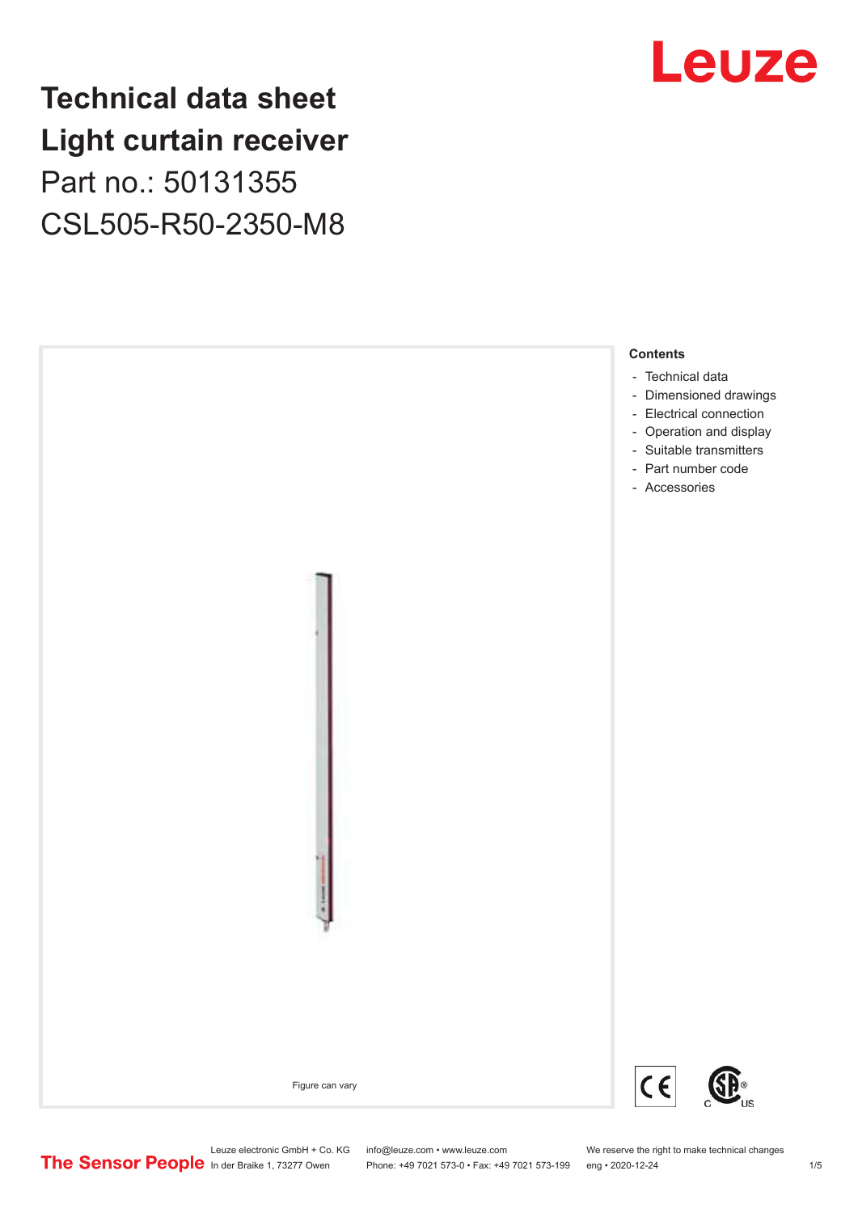# Technical data sheet
# Light curtain receiver

Part no.: 50131355

CSL505-R50-2350-M8

Figure can vary

**Contents**

- Technical data
- Dimensioned drawings
- Electrical connection
- Operation and display
- Suitable transmitters
- Part number code
- Accessories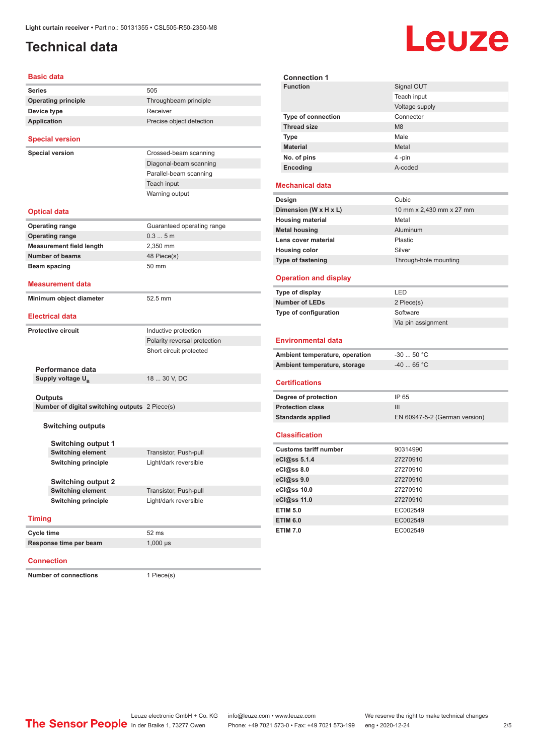# Technical data

## Basic data

| | |
|---|---|
| **Series** | 505 |
| **Operating principle** | Throughbeam principle |
| **Device type** | Receiver |
| **Application** | Precise object detection |

## Special version

| | |
|---|---|
| **Special version** | Crossed-beam scanning |
| | Diagonal-beam scanning |
| | Parallel-beam scanning |
| | Teach input |
| | Warning output |

## Optical data

| | |
|---|---|
| **Operating range** | Guaranteed operating range |
| **Operating range** | 0.3 ... 5 m |
| **Measurement field length** | 2,350 mm |
| **Number of beams** | 48 Piece(s) |
| **Beam spacing** | 50 mm |

## Measurement data

| | |
|---|---|
| **Minimum object diameter** | 52.5 mm |

## Electrical data

| | |
|---|---|
| **Protective circuit** | Inductive protection |
| | Polarity reversal protection |
| | Short circuit protected |

### Performance data

| | |
|---|---|
| **Supply voltage $U_B$** | 18 ... 30 V, DC |

### Outputs

| | |
|---|---|
| **Number of digital switching outputs** | 2 Piece(s) |

#### Switching outputs

##### Switching output 1

| | |
|---|---|
| **Switching element** | Transistor, Push-pull |
| **Switching principle** | Light/dark reversible |

##### Switching output 2

| | |
|---|---|
| **Switching element** | Transistor, Push-pull |
| **Switching principle** | Light/dark reversible |

## Timing

| | |
|---|---|
| **Cycle time** | 52 ms |
| **Response time per beam** | 1,000 µs |

## Connection

| | |
|---|---|
| **Number of connections** | 1 Piece(s) |

### Connection 1

| | |
|---|---|
| **Function** | Signal OUT |
| | Teach input |
| | Voltage supply |
| **Type of connection** | Connector |
| **Thread size** | M8 |
| **Type** | Male |
| **Material** | Metal |
| **No. of pins** | 4 -pin |
| **Encoding** | A-coded |

## Mechanical data

| | |
|---|---|
| **Design** | Cubic |
| **Dimension (W x H x L)** | 10 mm x 2,430 mm x 27 mm |
| **Housing material** | Metal |
| **Metal housing** | Aluminum |
| **Lens cover material** | Plastic |
| **Housing color** | Silver |
| **Type of fastening** | Through-hole mounting |

## Operation and display

| | |
|---|---|
| **Type of display** | LED |
| **Number of LEDs** | 2 Piece(s) |
| **Type of configuration** | Software |
| | Via pin assignment |

## Environmental data

| | |
|---|---|
| **Ambient temperature, operation** | -30 ... 50 °C |
| **Ambient temperature, storage** | -40 ... 65 °C |

## Certifications

| | |
|---|---|
| **Degree of protection** | IP 65 |
| **Protection class** | III |
| **Standards applied** | EN 60947-5-2 (German version) |

## Classification

| | |
|---|---|
| **Customs tariff number** | 90314990 |
| **eCl@ss 5.1.4** | 27270910 |
| **eCl@ss 8.0** | 27270910 |
| **eCl@ss 9.0** | 27270910 |
| **eCl@ss 10.0** | 27270910 |
| **eCl@ss 11.0** | 27270910 |
| **ETIM 5.0** | EC002549 |
| **ETIM 6.0** | EC002549 |
| **ETIM 7.0** | EC002549 |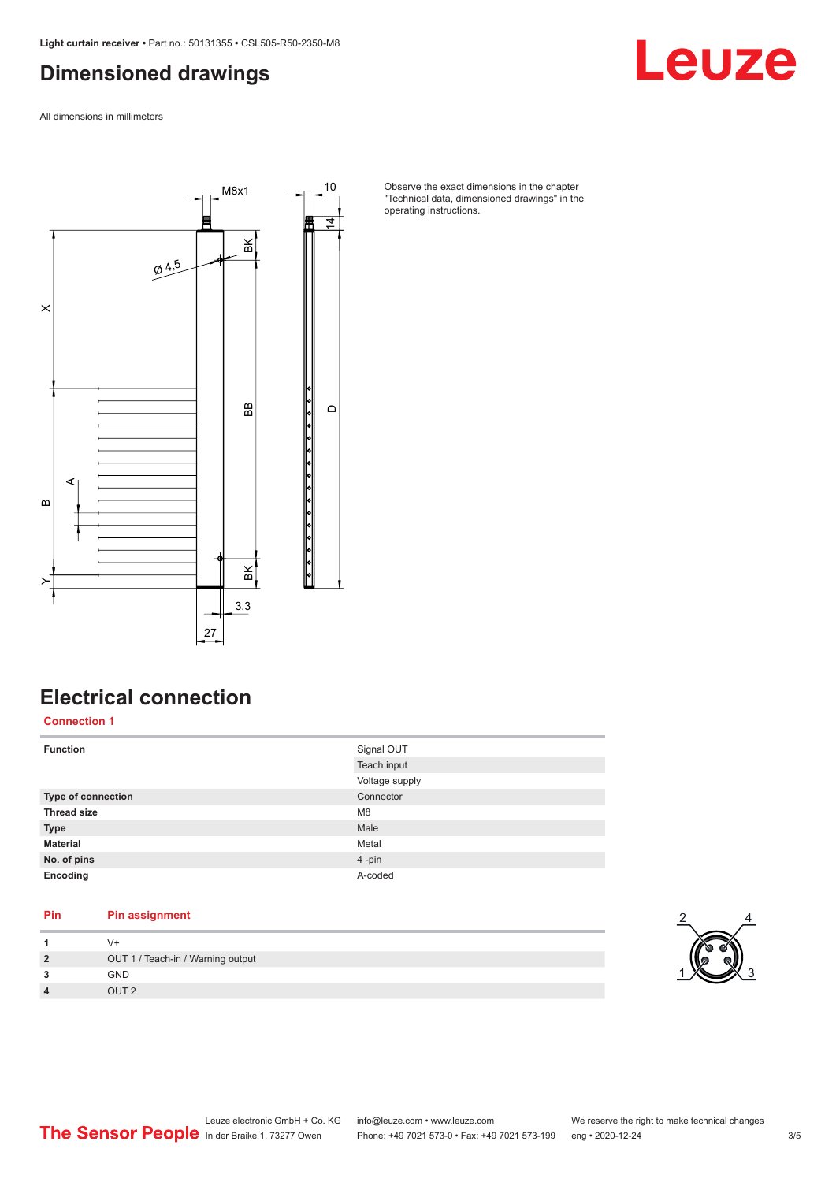# Dimensioned drawings

All dimensions in millimeters

Observe the exact dimensions in the chapter "Technical data, dimensioned drawings" in the operating instructions.

# Electrical connection

## Connection 1

| | |
|---|---|
| **Function** | Signal OUT |
| | Teach input |
| | Voltage supply |
| **Type of connection** | Connector |
| **Thread size** | M8 |
| **Type** | Male |
| **Material** | Metal |
| **No. of pins** | 4 -pin |
| **Encoding** | A-coded |

| Pin | Pin assignment |
|---|---|
| **1** | V+ |
| **2** | OUT 1 / Teach-in / Warning output |
| **3** | GND |
| **4** | OUT 2 |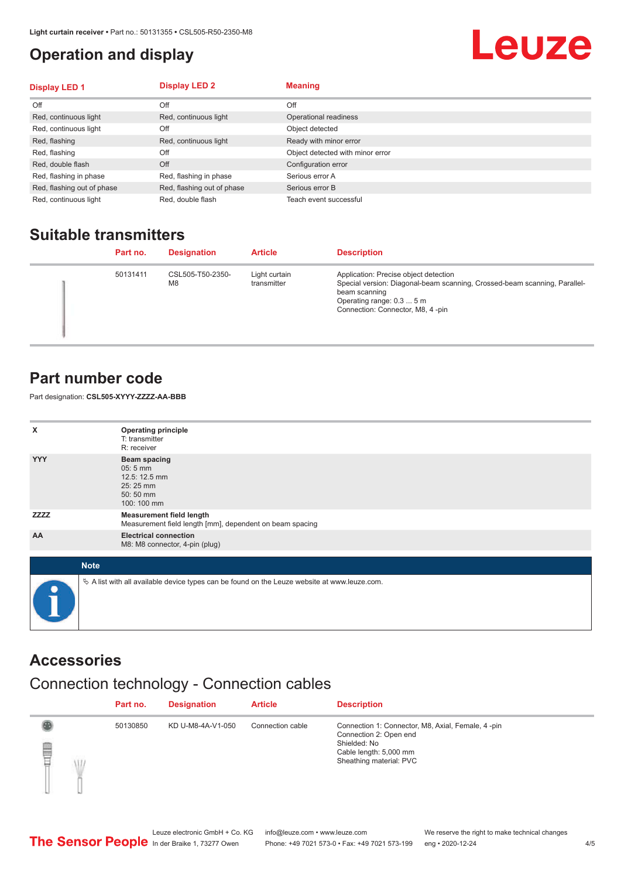# Operation and display

| Display LED 1 | Display LED 2 | Meaning |
|---|---|---|
| Off | Off | Off |
| Red, continuous light | Red, continuous light | Operational readiness |
| Red, continuous light | Off | Object detected |
| Red, flashing | Red, continuous light | Ready with minor error |
| Red, flashing | Off | Object detected with minor error |
| Red, double flash | Off | Configuration error |
| Red, flashing in phase | Red, flashing in phase | Serious error A |
| Red, flashing out of phase | Red, flashing out of phase | Serious error B |
| Red, continuous light | Red, double flash | Teach event successful |

## Suitable transmitters

| Part no. | Designation | Article | Description |
|---|---|---|---|
| 50131411 | CSL505-T50-2350-M8 | Light curtain transmitter | Application: Precise object detection<br>Special version: Diagonal-beam scanning, Crossed-beam scanning, Parallel-beam scanning<br>Operating range: 0.3 ... 5 m<br>Connection: Connector, M8, 4 -pin |

## Part number code

Part designation: **CSL505-XYYY-ZZZZ-AA-BBB**

| | |
|---|---|
| X | **Operating principle**<br>T: transmitter<br>R: receiver |
| YYY | **Beam spacing**<br>05: 5 mm<br>12.5: 12.5 mm<br>25: 25 mm<br>50: 50 mm<br>100: 100 mm |
| ZZZZ | **Measurement field length**<br>Measurement field length [mm], dependent on beam spacing |
| AA | **Electrical connection**<br>M8: M8 connector, 4-pin (plug) |

**Note**

↳ A list with all available device types can be found on the Leuze website at www.leuze.com.

## Accessories

### Connection technology - Connection cables

| Part no. | Designation | Article | Description |
|---|---|---|---|
| 50130850 | KD U-M8-4A-V1-050 | Connection cable | Connection 1: Connector, M8, Axial, Female, 4 -pin<br>Connection 2: Open end<br>Shielded: No<br>Cable length: 5,000 mm<br>Sheathing material: PVC |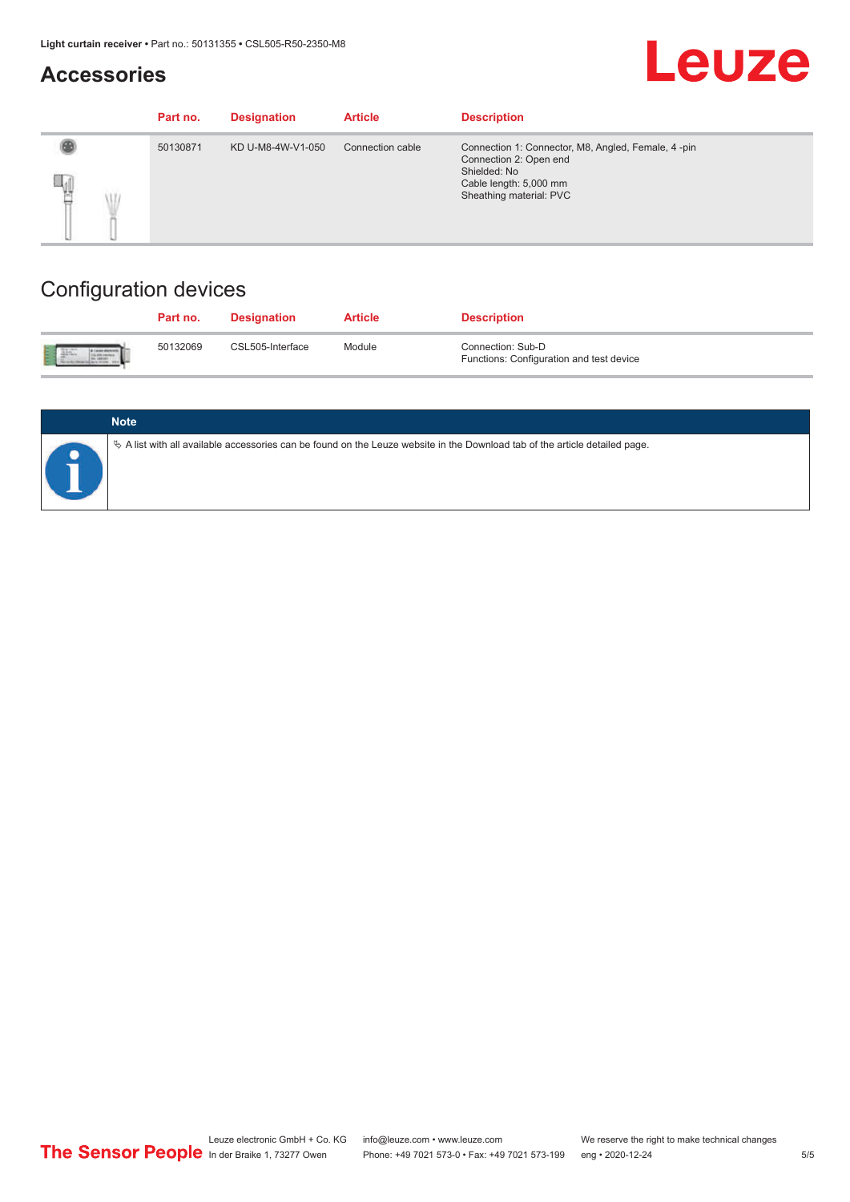## Accessories

| | Part no. | Designation | Article | Description |
|---|---|---|---|---|
| | 50130871 | KD U-M8-4W-V1-050 | Connection cable | Connection 1: Connector, M8, Angled, Female, 4 -pin<br>Connection 2: Open end<br>Shielded: No<br>Cable length: 5,000 mm<br>Sheathing material: PVC |

## Configuration devices

| | Part no. | Designation | Article | Description |
|---|---|---|---|---|
| | 50132069 | CSL505-Interface | Module | Connection: Sub-D<br>Functions: Configuration and test device |

**Note**

↳ A list with all available accessories can be found on the Leuze website in the Download tab of the article detailed page.